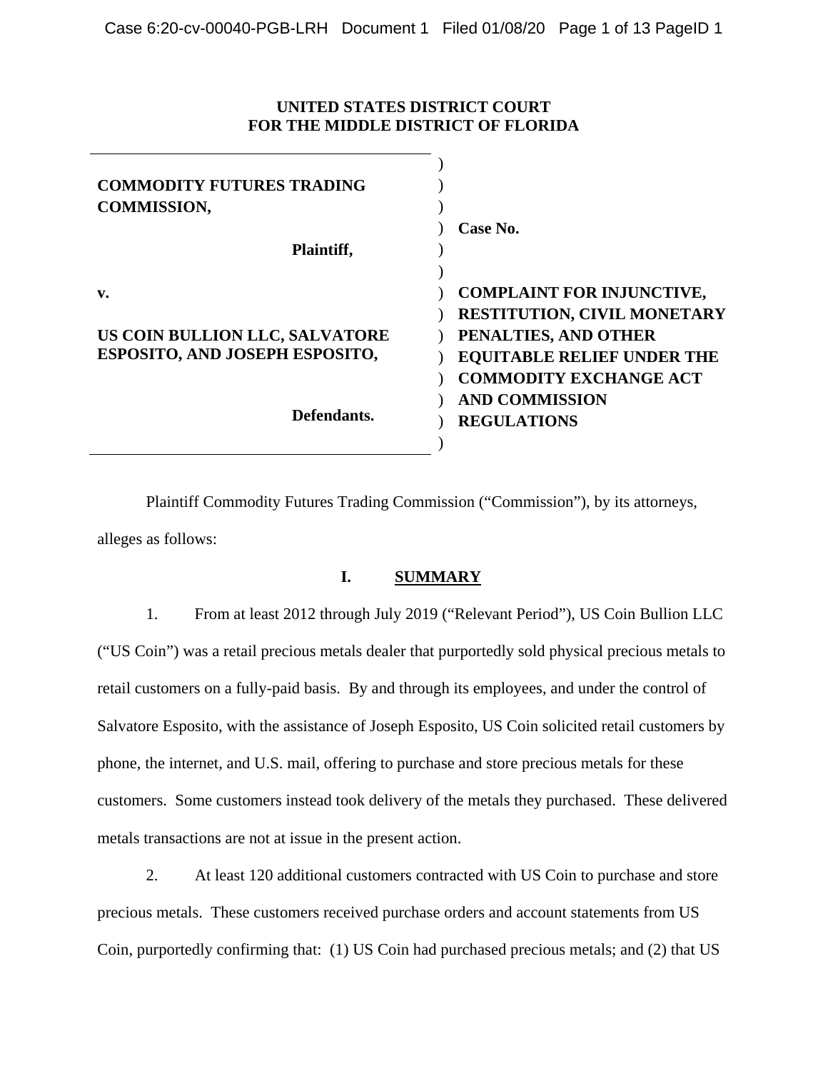**UNITED STATES DISTRICT COURT**
**FOR THE MIDDLE DISTRICT OF FLORIDA**

| | |
|---|---|
| **COMMODITY FUTURES TRADING COMMISSION,** | **Case No.** |
| **Plaintiff,** | |
| **v.** | **COMPLAINT FOR INJUNCTIVE, RESTITUTION, CIVIL MONETARY PENALTIES, AND OTHER EQUITABLE RELIEF UNDER THE COMMODITY EXCHANGE ACT AND COMMISSION REGULATIONS** |
| **US COIN BULLION LLC, SALVATORE ESPOSITO, AND JOSEPH ESPOSITO,** | |
| **Defendants.** | |

Plaintiff Commodity Futures Trading Commission ("Commission"), by its attorneys, alleges as follows:

## I. SUMMARY

1. From at least 2012 through July 2019 ("Relevant Period"), US Coin Bullion LLC ("US Coin") was a retail precious metals dealer that purportedly sold physical precious metals to retail customers on a fully-paid basis. By and through its employees, and under the control of Salvatore Esposito, with the assistance of Joseph Esposito, US Coin solicited retail customers by phone, the internet, and U.S. mail, offering to purchase and store precious metals for these customers. Some customers instead took delivery of the metals they purchased. These delivered metals transactions are not at issue in the present action.

2. At least 120 additional customers contracted with US Coin to purchase and store precious metals. These customers received purchase orders and account statements from US Coin, purportedly confirming that: (1) US Coin had purchased precious metals; and (2) that US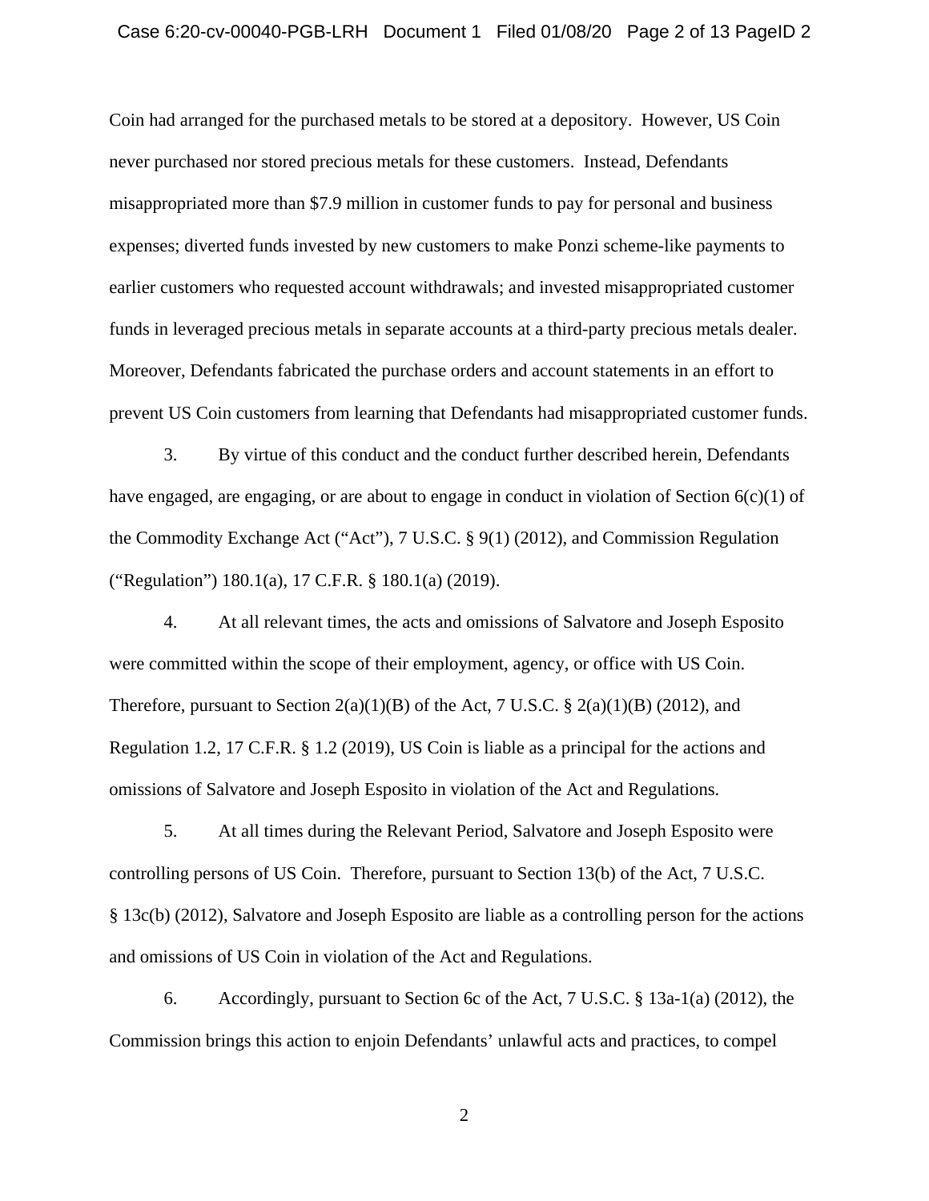Coin had arranged for the purchased metals to be stored at a depository. However, US Coin never purchased nor stored precious metals for these customers. Instead, Defendants misappropriated more than $7.9 million in customer funds to pay for personal and business expenses; diverted funds invested by new customers to make Ponzi scheme-like payments to earlier customers who requested account withdrawals; and invested misappropriated customer funds in leveraged precious metals in separate accounts at a third-party precious metals dealer. Moreover, Defendants fabricated the purchase orders and account statements in an effort to prevent US Coin customers from learning that Defendants had misappropriated customer funds.

3. By virtue of this conduct and the conduct further described herein, Defendants have engaged, are engaging, or are about to engage in conduct in violation of Section 6(c)(1) of the Commodity Exchange Act ("Act"), 7 U.S.C. § 9(1) (2012), and Commission Regulation ("Regulation") 180.1(a), 17 C.F.R. § 180.1(a) (2019).

4. At all relevant times, the acts and omissions of Salvatore and Joseph Esposito were committed within the scope of their employment, agency, or office with US Coin. Therefore, pursuant to Section 2(a)(1)(B) of the Act, 7 U.S.C. § 2(a)(1)(B) (2012), and Regulation 1.2, 17 C.F.R. § 1.2 (2019), US Coin is liable as a principal for the actions and omissions of Salvatore and Joseph Esposito in violation of the Act and Regulations.

5. At all times during the Relevant Period, Salvatore and Joseph Esposito were controlling persons of US Coin. Therefore, pursuant to Section 13(b) of the Act, 7 U.S.C. § 13c(b) (2012), Salvatore and Joseph Esposito are liable as a controlling person for the actions and omissions of US Coin in violation of the Act and Regulations.

6. Accordingly, pursuant to Section 6c of the Act, 7 U.S.C. § 13a-1(a) (2012), the Commission brings this action to enjoin Defendants' unlawful acts and practices, to compel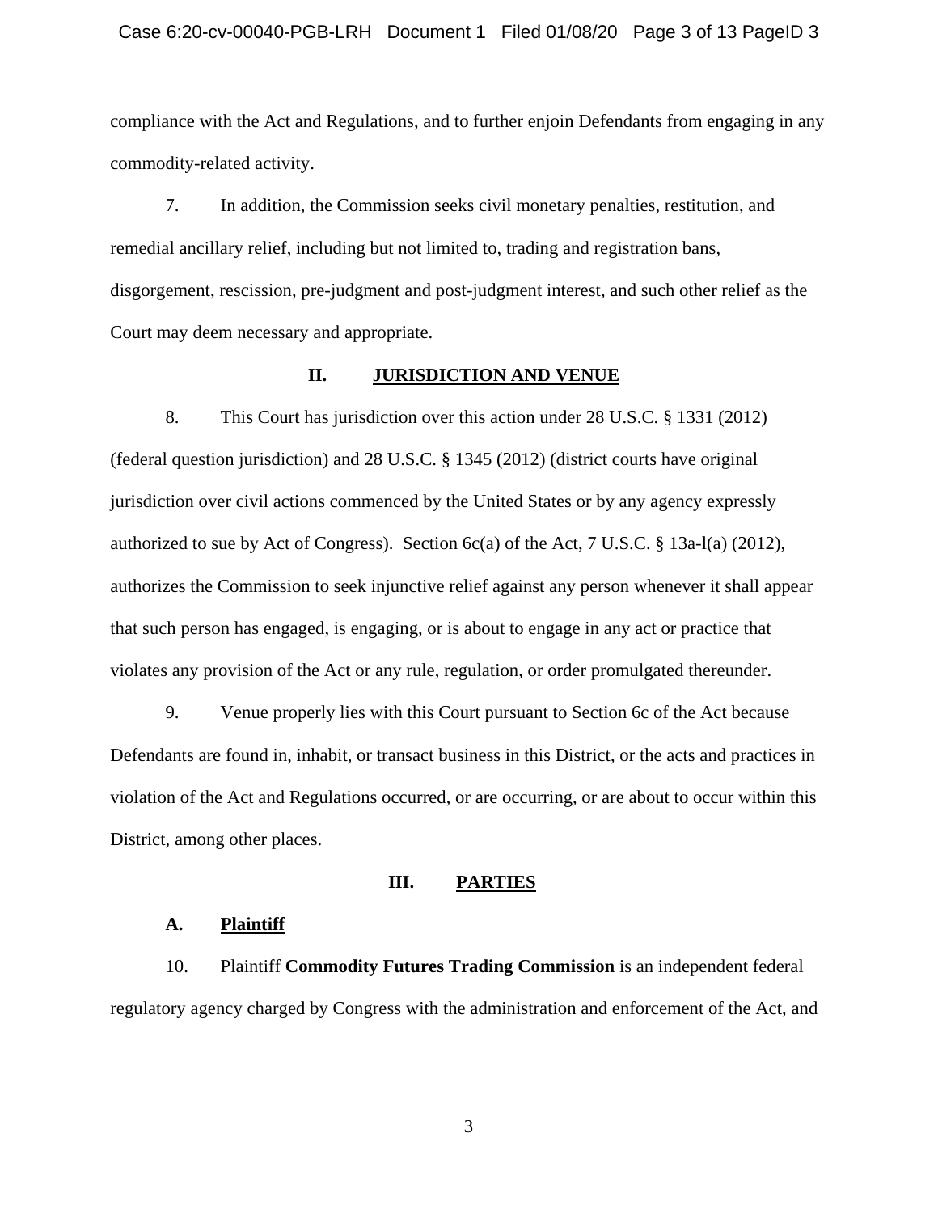compliance with the Act and Regulations, and to further enjoin Defendants from engaging in any commodity-related activity.

7. In addition, the Commission seeks civil monetary penalties, restitution, and remedial ancillary relief, including but not limited to, trading and registration bans, disgorgement, rescission, pre-judgment and post-judgment interest, and such other relief as the Court may deem necessary and appropriate.

## II. JURISDICTION AND VENUE

8. This Court has jurisdiction over this action under 28 U.S.C. § 1331 (2012) (federal question jurisdiction) and 28 U.S.C. § 1345 (2012) (district courts have original jurisdiction over civil actions commenced by the United States or by any agency expressly authorized to sue by Act of Congress). Section 6c(a) of the Act, 7 U.S.C. § 13a-l(a) (2012), authorizes the Commission to seek injunctive relief against any person whenever it shall appear that such person has engaged, is engaging, or is about to engage in any act or practice that violates any provision of the Act or any rule, regulation, or order promulgated thereunder.

9. Venue properly lies with this Court pursuant to Section 6c of the Act because Defendants are found in, inhabit, or transact business in this District, or the acts and practices in violation of the Act and Regulations occurred, or are occurring, or are about to occur within this District, among other places.

## III. PARTIES

### A. Plaintiff

10. Plaintiff **Commodity Futures Trading Commission** is an independent federal regulatory agency charged by Congress with the administration and enforcement of the Act, and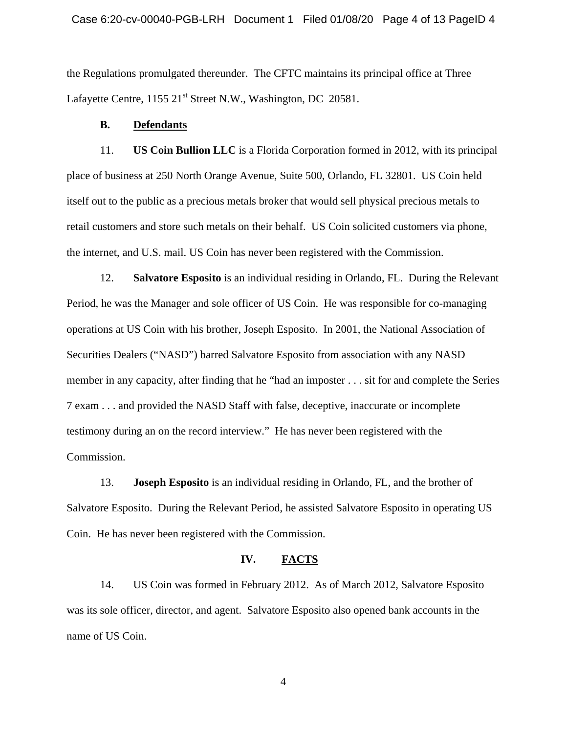the Regulations promulgated thereunder. The CFTC maintains its principal office at Three Lafayette Centre, 1155 21st Street N.W., Washington, DC 20581.

**B. Defendants**

11. **US Coin Bullion LLC** is a Florida Corporation formed in 2012, with its principal place of business at 250 North Orange Avenue, Suite 500, Orlando, FL 32801. US Coin held itself out to the public as a precious metals broker that would sell physical precious metals to retail customers and store such metals on their behalf. US Coin solicited customers via phone, the internet, and U.S. mail. US Coin has never been registered with the Commission.

12. **Salvatore Esposito** is an individual residing in Orlando, FL. During the Relevant Period, he was the Manager and sole officer of US Coin. He was responsible for co-managing operations at US Coin with his brother, Joseph Esposito. In 2001, the National Association of Securities Dealers ("NASD") barred Salvatore Esposito from association with any NASD member in any capacity, after finding that he "had an imposter . . . sit for and complete the Series 7 exam . . . and provided the NASD Staff with false, deceptive, inaccurate or incomplete testimony during an on the record interview." He has never been registered with the Commission.

13. **Joseph Esposito** is an individual residing in Orlando, FL, and the brother of Salvatore Esposito. During the Relevant Period, he assisted Salvatore Esposito in operating US Coin. He has never been registered with the Commission.

## IV. FACTS

14. US Coin was formed in February 2012. As of March 2012, Salvatore Esposito was its sole officer, director, and agent. Salvatore Esposito also opened bank accounts in the name of US Coin.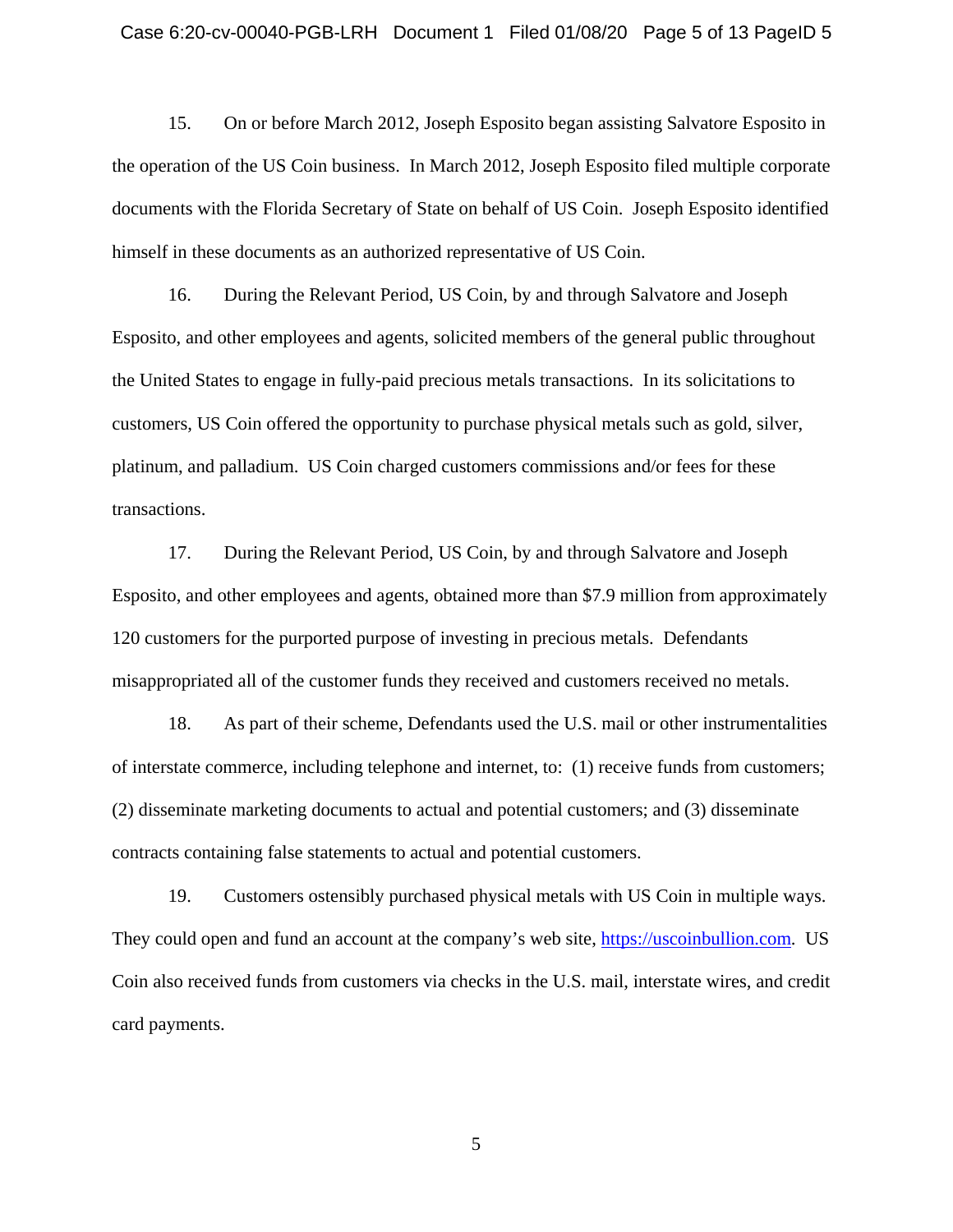15. On or before March 2012, Joseph Esposito began assisting Salvatore Esposito in the operation of the US Coin business. In March 2012, Joseph Esposito filed multiple corporate documents with the Florida Secretary of State on behalf of US Coin. Joseph Esposito identified himself in these documents as an authorized representative of US Coin.

16. During the Relevant Period, US Coin, by and through Salvatore and Joseph Esposito, and other employees and agents, solicited members of the general public throughout the United States to engage in fully-paid precious metals transactions. In its solicitations to customers, US Coin offered the opportunity to purchase physical metals such as gold, silver, platinum, and palladium. US Coin charged customers commissions and/or fees for these transactions.

17. During the Relevant Period, US Coin, by and through Salvatore and Joseph Esposito, and other employees and agents, obtained more than $7.9 million from approximately 120 customers for the purported purpose of investing in precious metals. Defendants misappropriated all of the customer funds they received and customers received no metals.

18. As part of their scheme, Defendants used the U.S. mail or other instrumentalities of interstate commerce, including telephone and internet, to: (1) receive funds from customers; (2) disseminate marketing documents to actual and potential customers; and (3) disseminate contracts containing false statements to actual and potential customers.

19. Customers ostensibly purchased physical metals with US Coin in multiple ways. They could open and fund an account at the company's web site, https://uscoinbullion.com. US Coin also received funds from customers via checks in the U.S. mail, interstate wires, and credit card payments.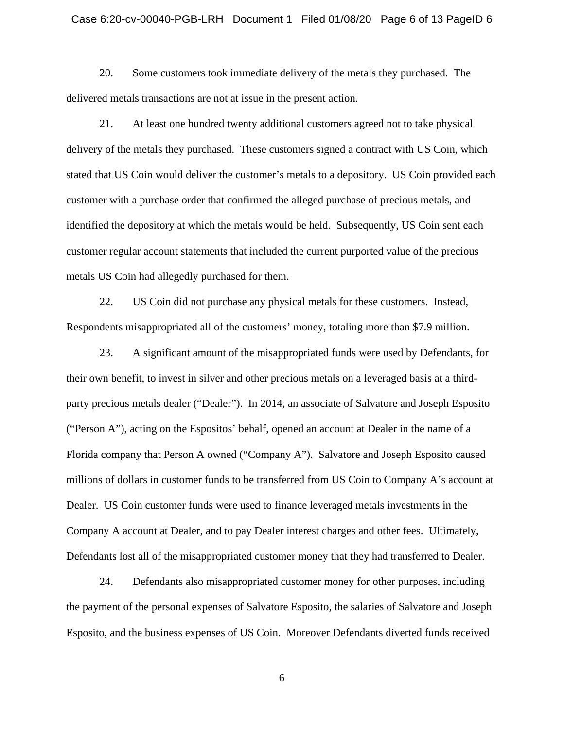20. Some customers took immediate delivery of the metals they purchased. The delivered metals transactions are not at issue in the present action.

21. At least one hundred twenty additional customers agreed not to take physical delivery of the metals they purchased. These customers signed a contract with US Coin, which stated that US Coin would deliver the customer's metals to a depository. US Coin provided each customer with a purchase order that confirmed the alleged purchase of precious metals, and identified the depository at which the metals would be held. Subsequently, US Coin sent each customer regular account statements that included the current purported value of the precious metals US Coin had allegedly purchased for them.

22. US Coin did not purchase any physical metals for these customers. Instead, Respondents misappropriated all of the customers' money, totaling more than $7.9 million.

23. A significant amount of the misappropriated funds were used by Defendants, for their own benefit, to invest in silver and other precious metals on a leveraged basis at a third-party precious metals dealer ("Dealer"). In 2014, an associate of Salvatore and Joseph Esposito ("Person A"), acting on the Espositos' behalf, opened an account at Dealer in the name of a Florida company that Person A owned ("Company A"). Salvatore and Joseph Esposito caused millions of dollars in customer funds to be transferred from US Coin to Company A's account at Dealer. US Coin customer funds were used to finance leveraged metals investments in the Company A account at Dealer, and to pay Dealer interest charges and other fees. Ultimately, Defendants lost all of the misappropriated customer money that they had transferred to Dealer.

24. Defendants also misappropriated customer money for other purposes, including the payment of the personal expenses of Salvatore Esposito, the salaries of Salvatore and Joseph Esposito, and the business expenses of US Coin. Moreover Defendants diverted funds received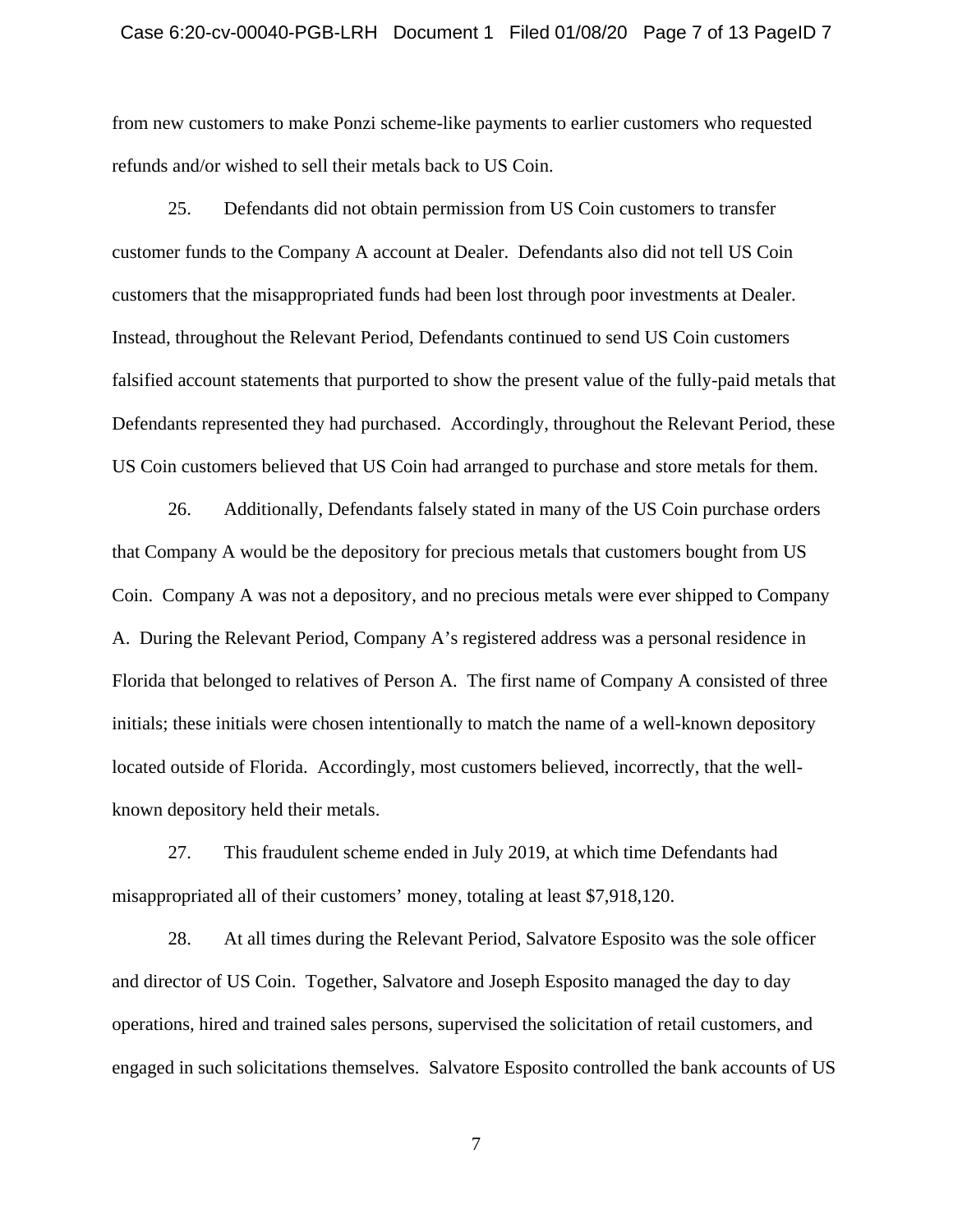from new customers to make Ponzi scheme-like payments to earlier customers who requested refunds and/or wished to sell their metals back to US Coin.

25. Defendants did not obtain permission from US Coin customers to transfer customer funds to the Company A account at Dealer. Defendants also did not tell US Coin customers that the misappropriated funds had been lost through poor investments at Dealer. Instead, throughout the Relevant Period, Defendants continued to send US Coin customers falsified account statements that purported to show the present value of the fully-paid metals that Defendants represented they had purchased. Accordingly, throughout the Relevant Period, these US Coin customers believed that US Coin had arranged to purchase and store metals for them.

26. Additionally, Defendants falsely stated in many of the US Coin purchase orders that Company A would be the depository for precious metals that customers bought from US Coin. Company A was not a depository, and no precious metals were ever shipped to Company A. During the Relevant Period, Company A's registered address was a personal residence in Florida that belonged to relatives of Person A. The first name of Company A consisted of three initials; these initials were chosen intentionally to match the name of a well-known depository located outside of Florida. Accordingly, most customers believed, incorrectly, that the well-known depository held their metals.

27. This fraudulent scheme ended in July 2019, at which time Defendants had misappropriated all of their customers' money, totaling at least $7,918,120.

28. At all times during the Relevant Period, Salvatore Esposito was the sole officer and director of US Coin. Together, Salvatore and Joseph Esposito managed the day to day operations, hired and trained sales persons, supervised the solicitation of retail customers, and engaged in such solicitations themselves. Salvatore Esposito controlled the bank accounts of US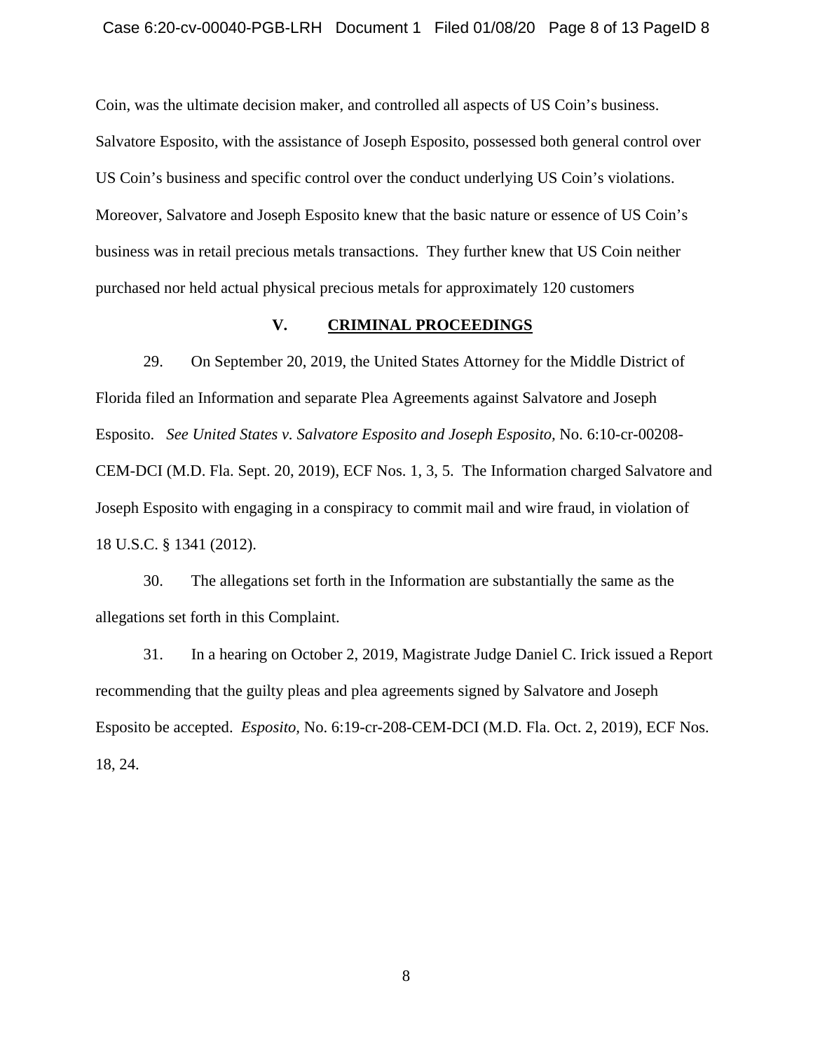Coin, was the ultimate decision maker, and controlled all aspects of US Coin's business. Salvatore Esposito, with the assistance of Joseph Esposito, possessed both general control over US Coin's business and specific control over the conduct underlying US Coin's violations. Moreover, Salvatore and Joseph Esposito knew that the basic nature or essence of US Coin's business was in retail precious metals transactions. They further knew that US Coin neither purchased nor held actual physical precious metals for approximately 120 customers

## V. CRIMINAL PROCEEDINGS

29. On September 20, 2019, the United States Attorney for the Middle District of Florida filed an Information and separate Plea Agreements against Salvatore and Joseph Esposito. *See United States v. Salvatore Esposito and Joseph Esposito,* No. 6:10-cr-00208-CEM-DCI (M.D. Fla. Sept. 20, 2019), ECF Nos. 1, 3, 5. The Information charged Salvatore and Joseph Esposito with engaging in a conspiracy to commit mail and wire fraud, in violation of 18 U.S.C. § 1341 (2012).

30. The allegations set forth in the Information are substantially the same as the allegations set forth in this Complaint.

31. In a hearing on October 2, 2019, Magistrate Judge Daniel C. Irick issued a Report recommending that the guilty pleas and plea agreements signed by Salvatore and Joseph Esposito be accepted. *Esposito,* No. 6:19-cr-208-CEM-DCI (M.D. Fla. Oct. 2, 2019), ECF Nos. 18, 24.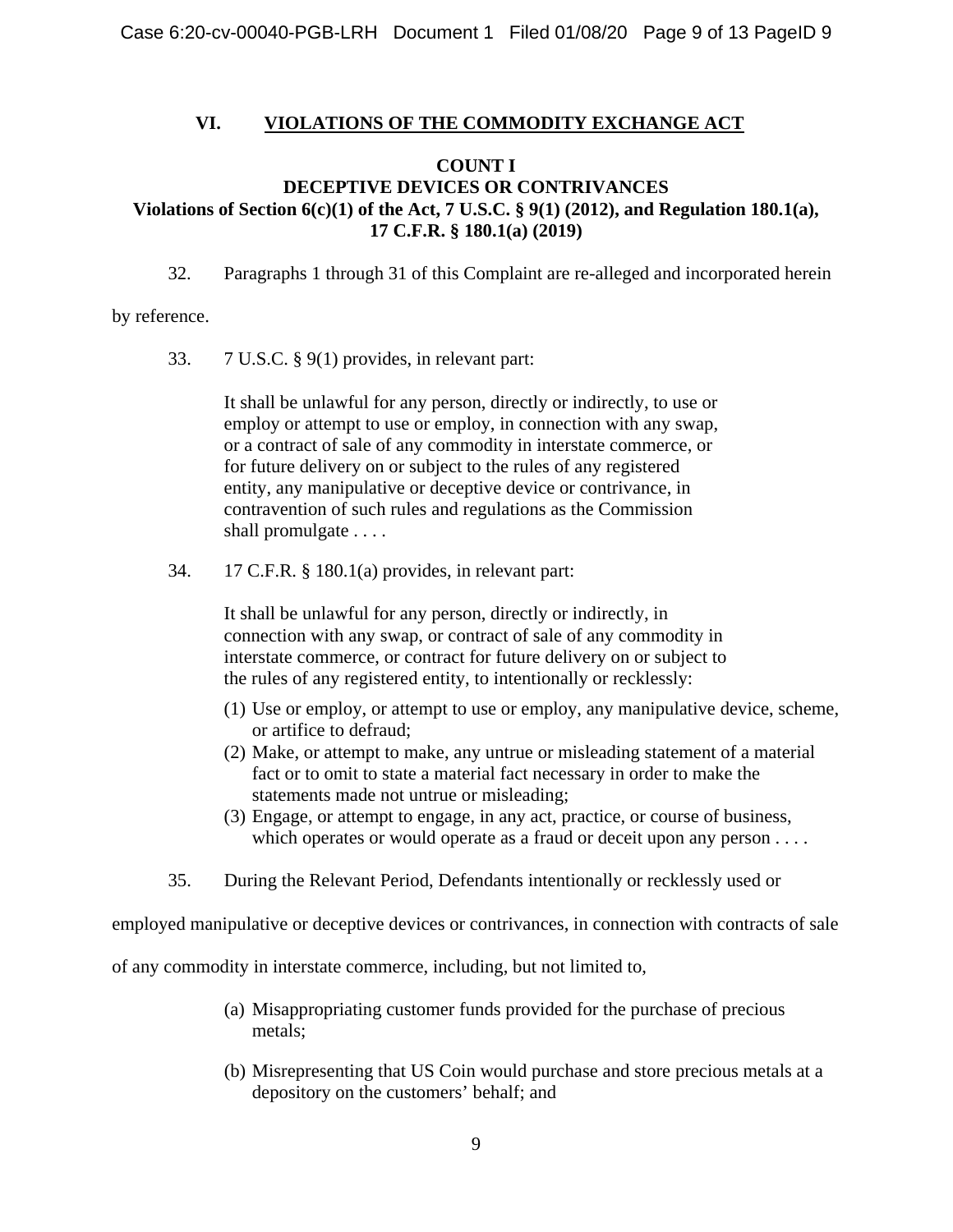## VI. VIOLATIONS OF THE COMMODITY EXCHANGE ACT

### COUNT I
### DECEPTIVE DEVICES OR CONTRIVANCES
### Violations of Section 6(c)(1) of the Act, 7 U.S.C. § 9(1) (2012), and Regulation 180.1(a), 17 C.F.R. § 180.1(a) (2019)

32. Paragraphs 1 through 31 of this Complaint are re-alleged and incorporated herein by reference.

33. 7 U.S.C. § 9(1) provides, in relevant part:

> It shall be unlawful for any person, directly or indirectly, to use or employ or attempt to use or employ, in connection with any swap, or a contract of sale of any commodity in interstate commerce, or for future delivery on or subject to the rules of any registered entity, any manipulative or deceptive device or contrivance, in contravention of such rules and regulations as the Commission shall promulgate . . . .

34. 17 C.F.R. § 180.1(a) provides, in relevant part:

> It shall be unlawful for any person, directly or indirectly, in connection with any swap, or contract of sale of any commodity in interstate commerce, or contract for future delivery on or subject to the rules of any registered entity, to intentionally or recklessly:
>
> (1) Use or employ, or attempt to use or employ, any manipulative device, scheme, or artifice to defraud;
> (2) Make, or attempt to make, any untrue or misleading statement of a material fact or to omit to state a material fact necessary in order to make the statements made not untrue or misleading;
> (3) Engage, or attempt to engage, in any act, practice, or course of business, which operates or would operate as a fraud or deceit upon any person . . . .

35. During the Relevant Period, Defendants intentionally or recklessly used or employed manipulative or deceptive devices or contrivances, in connection with contracts of sale of any commodity in interstate commerce, including, but not limited to,

> (a) Misappropriating customer funds provided for the purchase of precious metals;
>
> (b) Misrepresenting that US Coin would purchase and store precious metals at a depository on the customers' behalf; and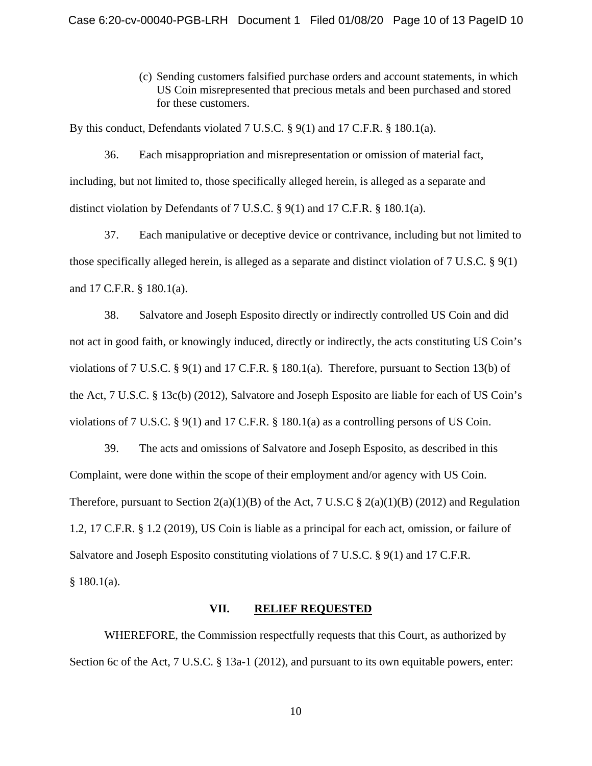(c) Sending customers falsified purchase orders and account statements, in which US Coin misrepresented that precious metals and been purchased and stored for these customers.

By this conduct, Defendants violated 7 U.S.C. § 9(1) and 17 C.F.R. § 180.1(a).

36. Each misappropriation and misrepresentation or omission of material fact, including, but not limited to, those specifically alleged herein, is alleged as a separate and distinct violation by Defendants of 7 U.S.C. § 9(1) and 17 C.F.R. § 180.1(a).

37. Each manipulative or deceptive device or contrivance, including but not limited to those specifically alleged herein, is alleged as a separate and distinct violation of 7 U.S.C. § 9(1) and 17 C.F.R. § 180.1(a).

38. Salvatore and Joseph Esposito directly or indirectly controlled US Coin and did not act in good faith, or knowingly induced, directly or indirectly, the acts constituting US Coin's violations of 7 U.S.C. § 9(1) and 17 C.F.R. § 180.1(a). Therefore, pursuant to Section 13(b) of the Act, 7 U.S.C. § 13c(b) (2012), Salvatore and Joseph Esposito are liable for each of US Coin's violations of 7 U.S.C. § 9(1) and 17 C.F.R. § 180.1(a) as a controlling persons of US Coin.

39. The acts and omissions of Salvatore and Joseph Esposito, as described in this Complaint, were done within the scope of their employment and/or agency with US Coin. Therefore, pursuant to Section 2(a)(1)(B) of the Act, 7 U.S.C § 2(a)(1)(B) (2012) and Regulation 1.2, 17 C.F.R. § 1.2 (2019), US Coin is liable as a principal for each act, omission, or failure of Salvatore and Joseph Esposito constituting violations of 7 U.S.C. § 9(1) and 17 C.F.R. § 180.1(a).

## VII. RELIEF REQUESTED

WHEREFORE, the Commission respectfully requests that this Court, as authorized by Section 6c of the Act, 7 U.S.C. § 13a-1 (2012), and pursuant to its own equitable powers, enter: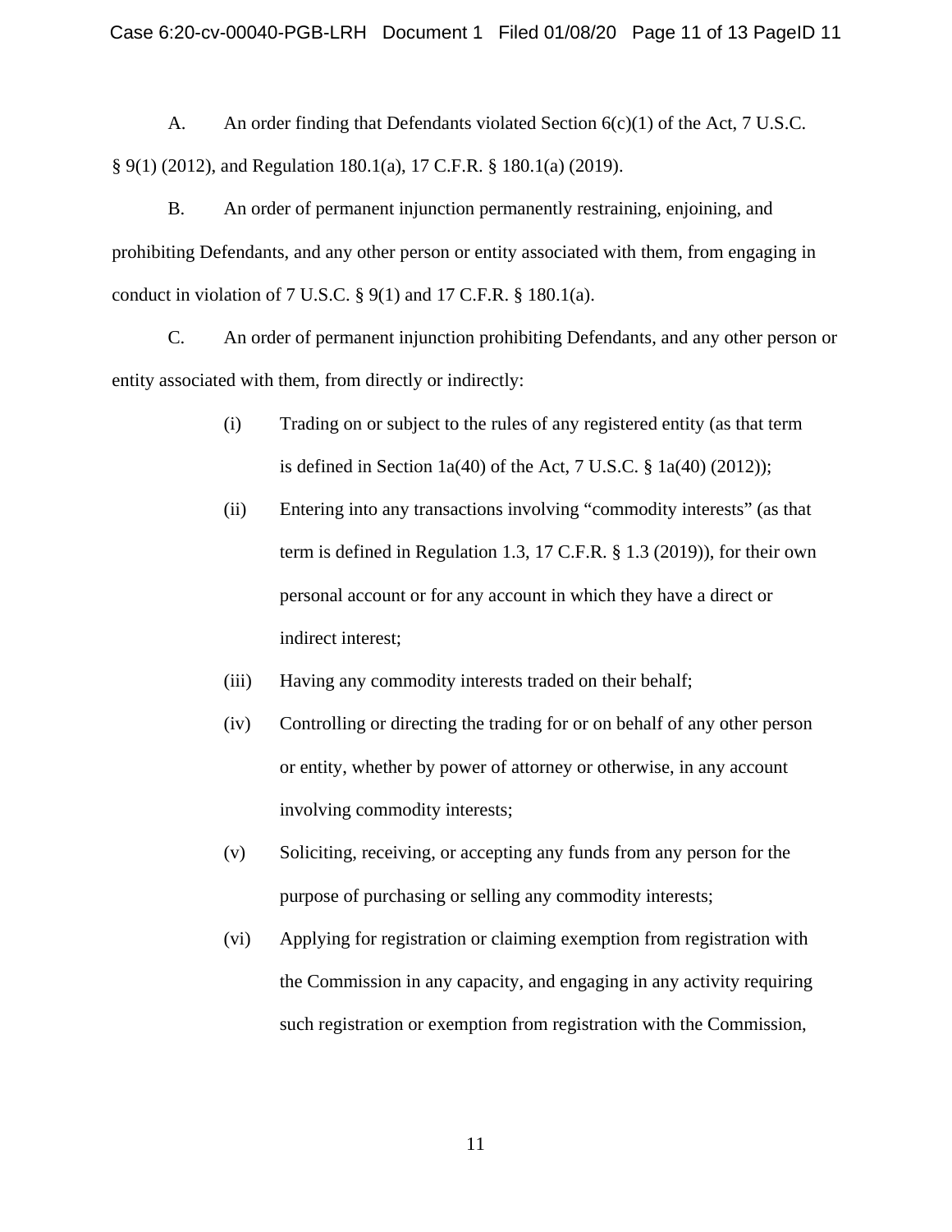A. An order finding that Defendants violated Section 6(c)(1) of the Act, 7 U.S.C. § 9(1) (2012), and Regulation 180.1(a), 17 C.F.R. § 180.1(a) (2019).

B. An order of permanent injunction permanently restraining, enjoining, and prohibiting Defendants, and any other person or entity associated with them, from engaging in conduct in violation of 7 U.S.C. § 9(1) and 17 C.F.R. § 180.1(a).

C. An order of permanent injunction prohibiting Defendants, and any other person or entity associated with them, from directly or indirectly:

> (i) Trading on or subject to the rules of any registered entity (as that term is defined in Section 1a(40) of the Act, 7 U.S.C. § 1a(40) (2012));
>
> (ii) Entering into any transactions involving "commodity interests" (as that term is defined in Regulation 1.3, 17 C.F.R. § 1.3 (2019)), for their own personal account or for any account in which they have a direct or indirect interest;
>
> (iii) Having any commodity interests traded on their behalf;
>
> (iv) Controlling or directing the trading for or on behalf of any other person or entity, whether by power of attorney or otherwise, in any account involving commodity interests;
>
> (v) Soliciting, receiving, or accepting any funds from any person for the purpose of purchasing or selling any commodity interests;
>
> (vi) Applying for registration or claiming exemption from registration with the Commission in any capacity, and engaging in any activity requiring such registration or exemption from registration with the Commission,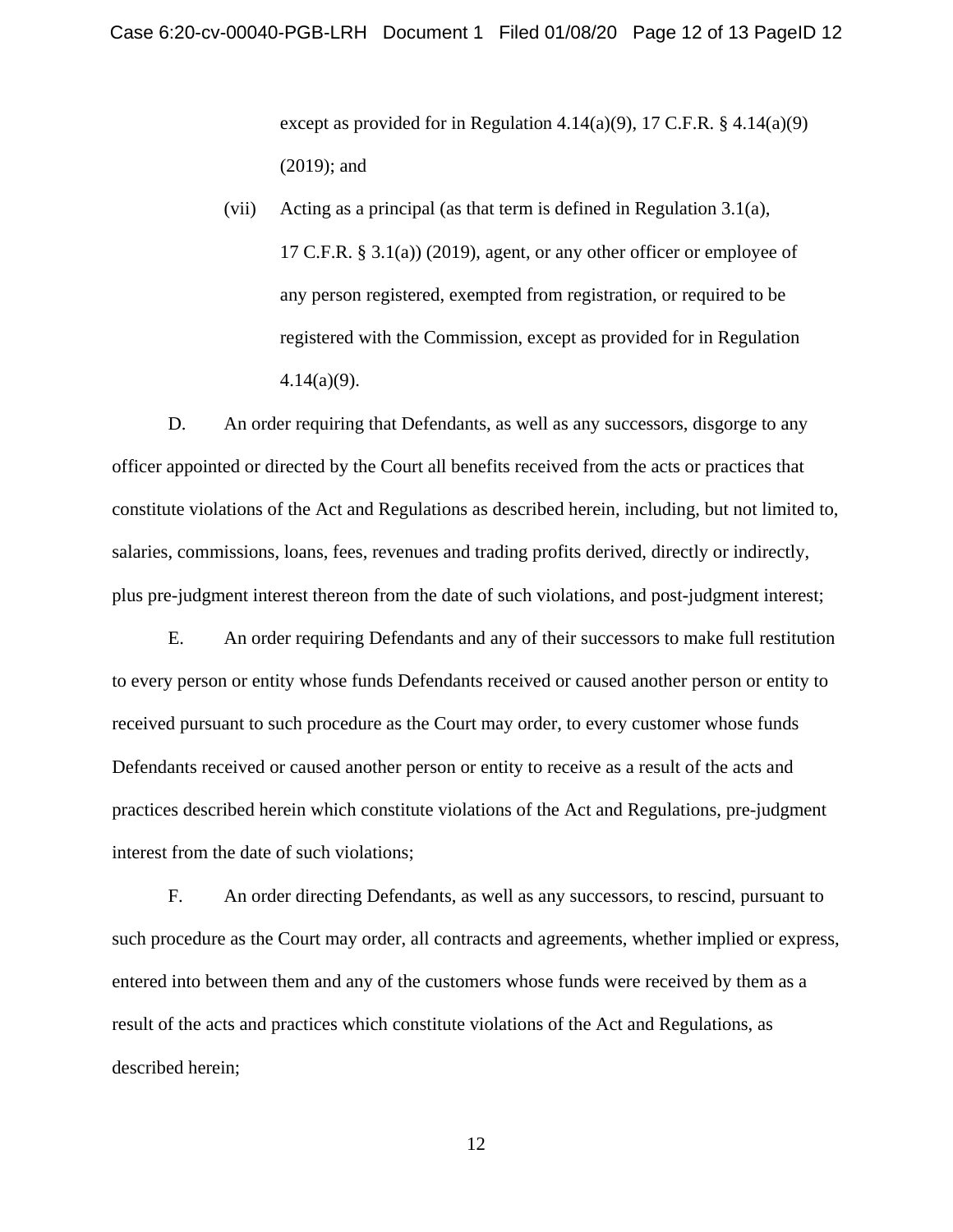except as provided for in Regulation 4.14(a)(9), 17 C.F.R. § 4.14(a)(9) (2019); and

(vii) Acting as a principal (as that term is defined in Regulation 3.1(a), 17 C.F.R. § 3.1(a)) (2019), agent, or any other officer or employee of any person registered, exempted from registration, or required to be registered with the Commission, except as provided for in Regulation 4.14(a)(9).

D. An order requiring that Defendants, as well as any successors, disgorge to any officer appointed or directed by the Court all benefits received from the acts or practices that constitute violations of the Act and Regulations as described herein, including, but not limited to, salaries, commissions, loans, fees, revenues and trading profits derived, directly or indirectly, plus pre-judgment interest thereon from the date of such violations, and post-judgment interest;

E. An order requiring Defendants and any of their successors to make full restitution to every person or entity whose funds Defendants received or caused another person or entity to received pursuant to such procedure as the Court may order, to every customer whose funds Defendants received or caused another person or entity to receive as a result of the acts and practices described herein which constitute violations of the Act and Regulations, pre-judgment interest from the date of such violations;

F. An order directing Defendants, as well as any successors, to rescind, pursuant to such procedure as the Court may order, all contracts and agreements, whether implied or express, entered into between them and any of the customers whose funds were received by them as a result of the acts and practices which constitute violations of the Act and Regulations, as described herein;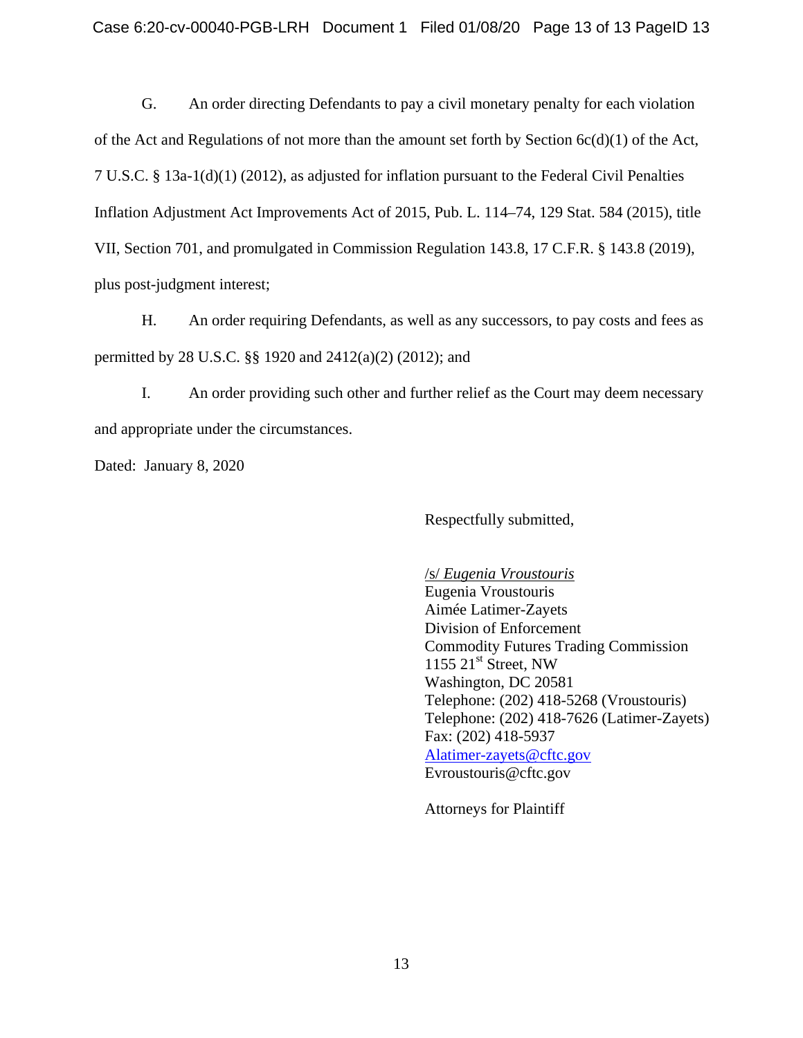G. An order directing Defendants to pay a civil monetary penalty for each violation of the Act and Regulations of not more than the amount set forth by Section 6c(d)(1) of the Act, 7 U.S.C. § 13a-1(d)(1) (2012), as adjusted for inflation pursuant to the Federal Civil Penalties Inflation Adjustment Act Improvements Act of 2015, Pub. L. 114–74, 129 Stat. 584 (2015), title VII, Section 701, and promulgated in Commission Regulation 143.8, 17 C.F.R. § 143.8 (2019), plus post-judgment interest;

H. An order requiring Defendants, as well as any successors, to pay costs and fees as permitted by 28 U.S.C. §§ 1920 and 2412(a)(2) (2012); and

I. An order providing such other and further relief as the Court may deem necessary and appropriate under the circumstances.

Dated: January 8, 2020

Respectfully submitted,

/s/ *Eugenia Vroustouris*
Eugenia Vroustouris
Aimée Latimer-Zayets
Division of Enforcement
Commodity Futures Trading Commission
1155 21st Street, NW
Washington, DC 20581
Telephone: (202) 418-5268 (Vroustouris)
Telephone: (202) 418-7626 (Latimer-Zayets)
Fax: (202) 418-5937
Alatimer-zayets@cftc.gov
Evroustouris@cftc.gov

Attorneys for Plaintiff